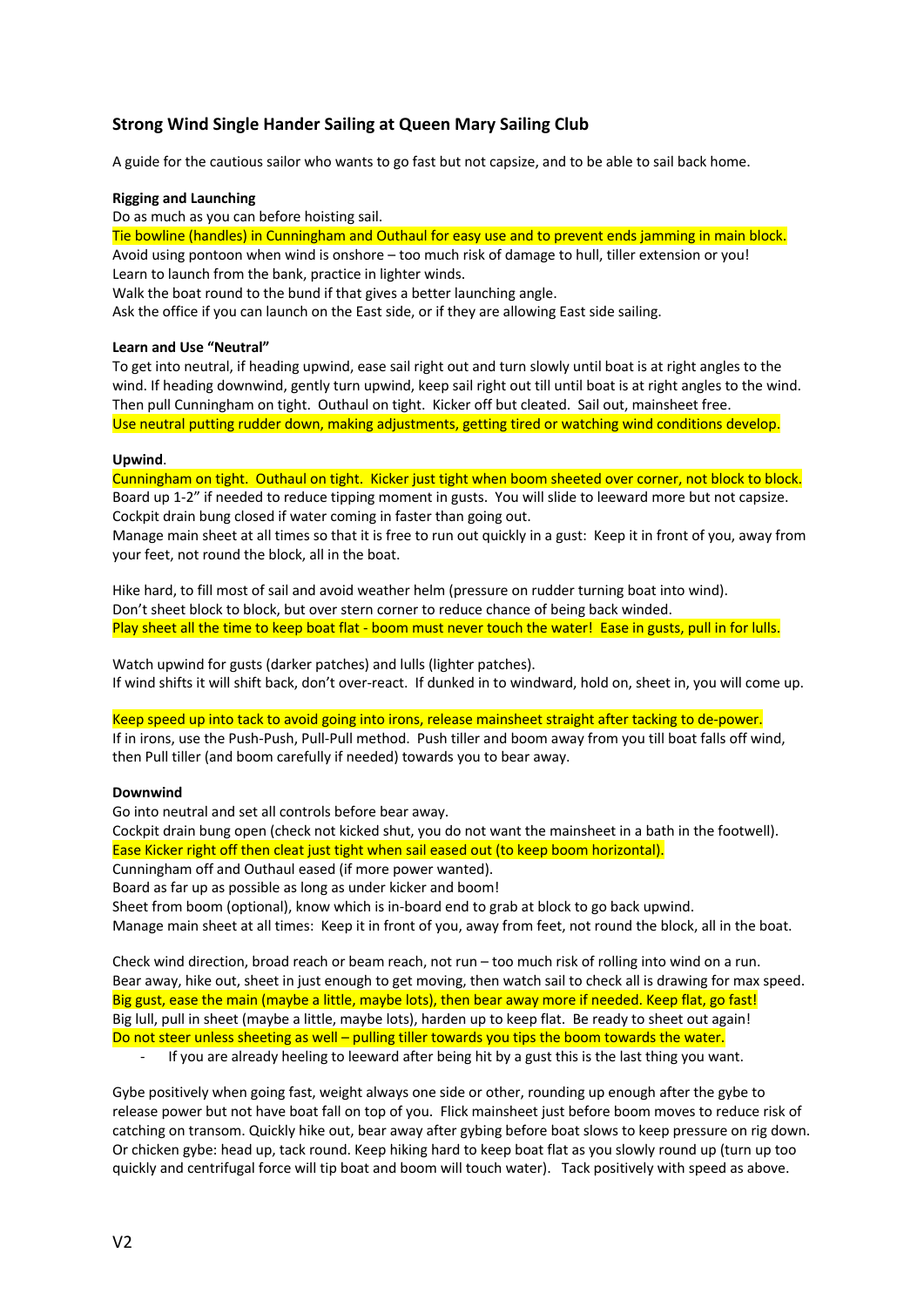## Strong Wind Single Hander Sailing at Queen Mary Sailing Club

A guide for the cautious sailor who wants to go fast but not capsize, and to be able to sail back home.

**Rigging and Launching**

Do as much as you can before hoisting sail.
Tie bowline (handles) in Cunningham and Outhaul for easy use and to prevent ends jamming in main block.
Avoid using pontoon when wind is onshore – too much risk of damage to hull, tiller extension or you!
Learn to launch from the bank, practice in lighter winds.
Walk the boat round to the bund if that gives a better launching angle.
Ask the office if you can launch on the East side, or if they are allowing East side sailing.

**Learn and Use "Neutral"**

To get into neutral, if heading upwind, ease sail right out and turn slowly until boat is at right angles to the wind. If heading downwind, gently turn upwind, keep sail right out till until boat is at right angles to the wind. Then pull Cunningham on tight. Outhaul on tight. Kicker off but cleated. Sail out, mainsheet free.
Use neutral putting rudder down, making adjustments, getting tired or watching wind conditions develop.

**Upwind**.

Cunningham on tight. Outhaul on tight. Kicker just tight when boom sheeted over corner, not block to block.
Board up 1-2" if needed to reduce tipping moment in gusts. You will slide to leeward more but not capsize.
Cockpit drain bung closed if water coming in faster than going out.
Manage main sheet at all times so that it is free to run out quickly in a gust: Keep it in front of you, away from your feet, not round the block, all in the boat.

Hike hard, to fill most of sail and avoid weather helm (pressure on rudder turning boat into wind).
Don't sheet block to block, but over stern corner to reduce chance of being back winded.
Play sheet all the time to keep boat flat - boom must never touch the water! Ease in gusts, pull in for lulls.

Watch upwind for gusts (darker patches) and lulls (lighter patches).
If wind shifts it will shift back, don't over-react. If dunked in to windward, hold on, sheet in, you will come up.

Keep speed up into tack to avoid going into irons, release mainsheet straight after tacking to de-power.
If in irons, use the Push-Push, Pull-Pull method. Push tiller and boom away from you till boat falls off wind, then Pull tiller (and boom carefully if needed) towards you to bear away.

**Downwind**

Go into neutral and set all controls before bear away.
Cockpit drain bung open (check not kicked shut, you do not want the mainsheet in a bath in the footwell).
Ease Kicker right off then cleat just tight when sail eased out (to keep boom horizontal).
Cunningham off and Outhaul eased (if more power wanted).
Board as far up as possible as long as under kicker and boom!
Sheet from boom (optional), know which is in-board end to grab at block to go back upwind.
Manage main sheet at all times: Keep it in front of you, away from feet, not round the block, all in the boat.

Check wind direction, broad reach or beam reach, not run – too much risk of rolling into wind on a run.
Bear away, hike out, sheet in just enough to get moving, then watch sail to check all is drawing for max speed.
Big gust, ease the main (maybe a little, maybe lots), then bear away more if needed. Keep flat, go fast!
Big lull, pull in sheet (maybe a little, maybe lots), harden up to keep flat. Be ready to sheet out again!
Do not steer unless sheeting as well – pulling tiller towards you tips the boom towards the water.

- If you are already heeling to leeward after being hit by a gust this is the last thing you want.

Gybe positively when going fast, weight always one side or other, rounding up enough after the gybe to release power but not have boat fall on top of you. Flick mainsheet just before boom moves to reduce risk of catching on transom. Quickly hike out, bear away after gybing before boat slows to keep pressure on rig down. Or chicken gybe: head up, tack round. Keep hiking hard to keep boat flat as you slowly round up (turn up too quickly and centrifugal force will tip boat and boom will touch water). Tack positively with speed as above.

V2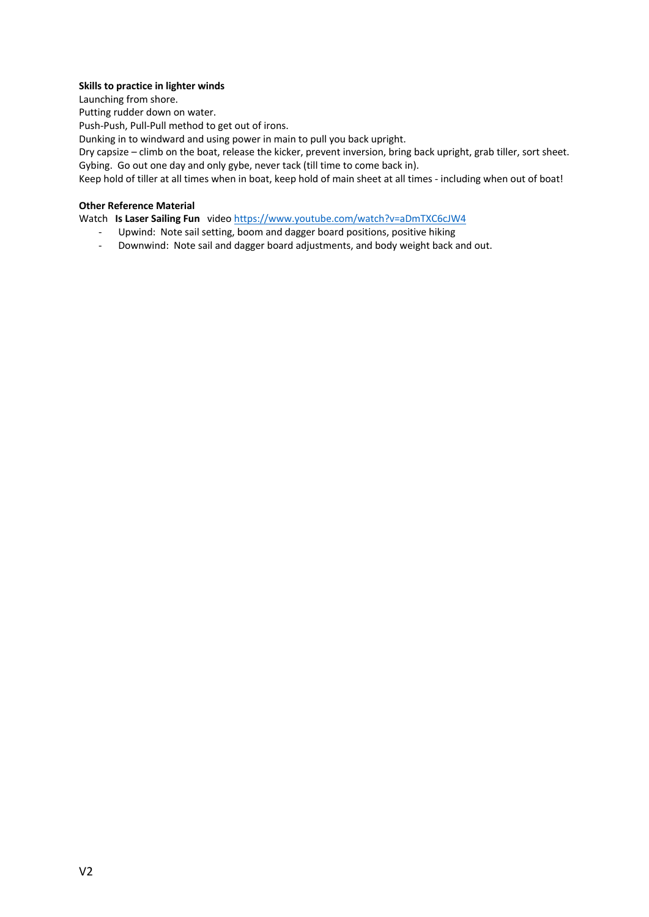**Skills to practice in lighter winds**

Launching from shore.

Putting rudder down on water.

Push-Push, Pull-Pull method to get out of irons.

Dunking in to windward and using power in main to pull you back upright.

Dry capsize – climb on the boat, release the kicker, prevent inversion, bring back upright, grab tiller, sort sheet.

Gybing. Go out one day and only gybe, never tack (till time to come back in).

Keep hold of tiller at all times when in boat, keep hold of main sheet at all times - including when out of boat!

**Other Reference Material**

Watch **Is Laser Sailing Fun** video [https://www.youtube.com/watch?v=aDmTXC6cJW4](https://www.youtube.com/watch?v=aDmTXC6cJW4)

- Upwind: Note sail setting, boom and dagger board positions, positive hiking
- Downwind: Note sail and dagger board adjustments, and body weight back and out.

V2